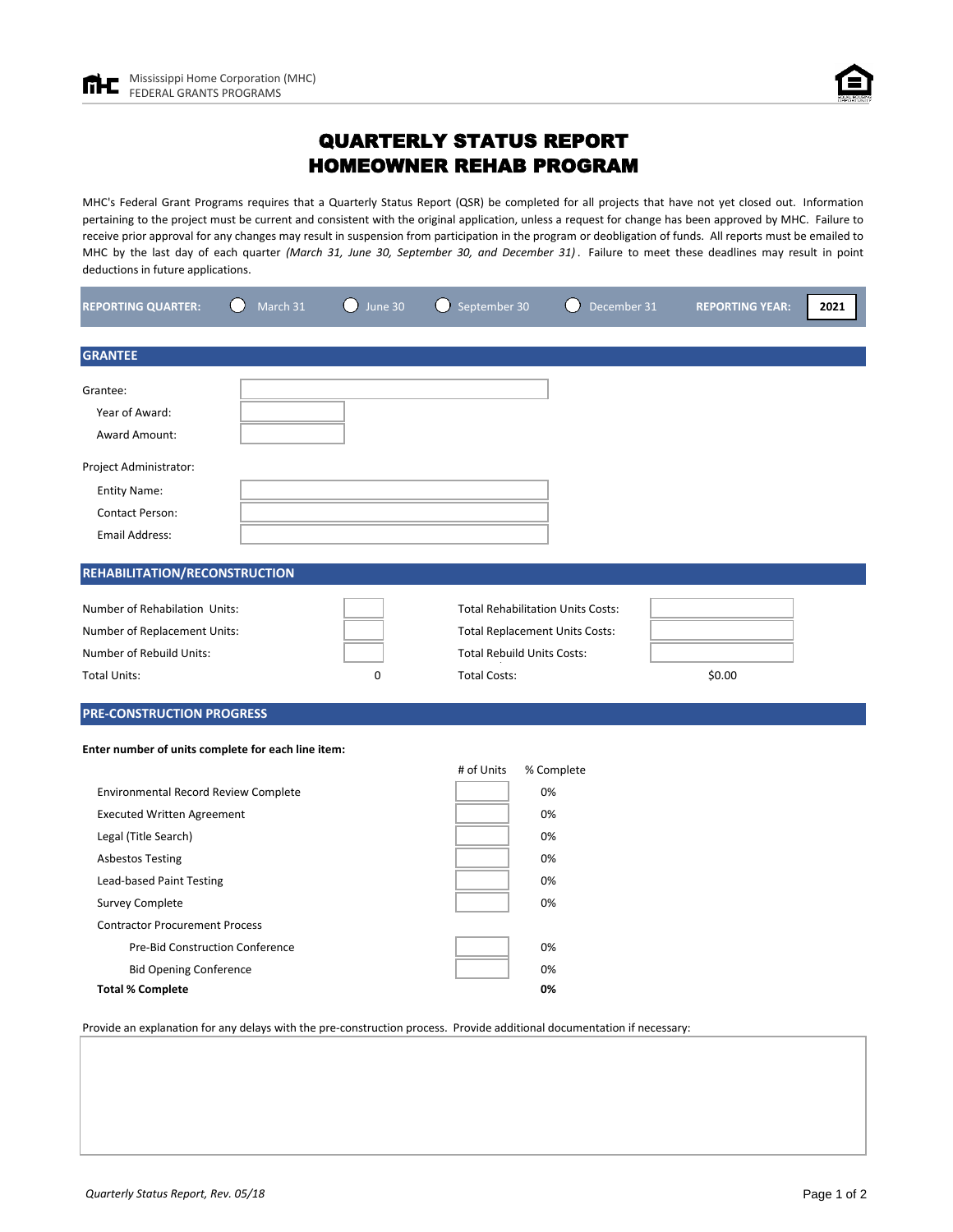Mississippi Home Corporation (MHC)
FEDERAL GRANTS PROGRAMS

# QUARTERLY STATUS REPORT
# HOMEOWNER REHAB PROGRAM

MHC's Federal Grant Programs requires that a Quarterly Status Report (QSR) be completed for all projects that have not yet closed out. Information pertaining to the project must be current and consistent with the original application, unless a request for change has been approved by MHC. Failure to receive prior approval for any changes may result in suspension from participation in the program or deobligation of funds. All reports must be emailed to MHC by the last day of each quarter *(March 31, June 30, September 30, and December 31)*. Failure to meet these deadlines may result in point deductions in future applications.

**REPORTING QUARTER:** ○ March 31 ○ June 30 ○ September 30 ○ December 31 **REPORTING YEAR:** 2021

## GRANTEE

Grantee:

Year of Award:

Award Amount:

Project Administrator:

Entity Name:

Contact Person:

Email Address:

## REHABILITATION/RECONSTRUCTION

| | | | |
|---|---|---|---|
| Number of Rehabilitation Units: | | Total Rehabilitation Units Costs: | |
| Number of Replacement Units: | | Total Replacement Units Costs: | |
| Number of Rebuild Units: | | Total Rebuild Units Costs: | |
| Total Units: | 0 | Total Costs: | $0.00 |

## PRE-CONSTRUCTION PROGRESS

**Enter number of units complete for each line item:**

| | # of Units | % Complete |
|---|---|---|
| Environmental Record Review Complete | | 0% |
| Executed Written Agreement | | 0% |
| Legal (Title Search) | | 0% |
| Asbestos Testing | | 0% |
| Lead-based Paint Testing | | 0% |
| Survey Complete | | 0% |
| Contractor Procurement Process | | |
| Pre-Bid Construction Conference | | 0% |
| Bid Opening Conference | | 0% |
| **Total % Complete** | | **0%** |

Provide an explanation for any delays with the pre-construction process. Provide additional documentation if necessary:

*Quarterly Status Report, Rev. 05/18*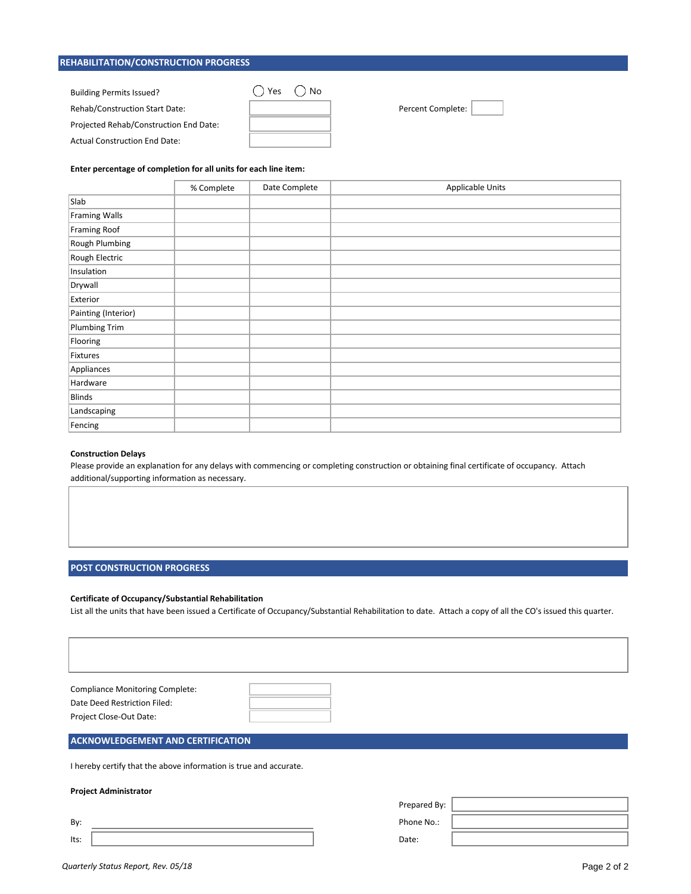## REHABILITATION/CONSTRUCTION PROGRESS

Building Permits Issued? ◯ Yes ◯ No

Rehab/Construction Start Date:

Projected Rehab/Construction End Date:

Actual Construction End Date:

Percent Complete:

**Enter percentage of completion for all units for each line item:**

| | % Complete | Date Complete | Applicable Units |
|---|---|---|---|
| Slab | | | |
| Framing Walls | | | |
| Framing Roof | | | |
| Rough Plumbing | | | |
| Rough Electric | | | |
| Insulation | | | |
| Drywall | | | |
| Exterior | | | |
| Painting (Interior) | | | |
| Plumbing Trim | | | |
| Flooring | | | |
| Fixtures | | | |
| Appliances | | | |
| Hardware | | | |
| Blinds | | | |
| Landscaping | | | |
| Fencing | | | |

**Construction Delays**

Please provide an explanation for any delays with commencing or completing construction or obtaining final certificate of occupancy. Attach additional/supporting information as necessary.

## POST CONSTRUCTION PROGRESS

**Certificate of Occupancy/Substantial Rehabilitation**

List all the units that have been issued a Certificate of Occupancy/Substantial Rehabilitation to date. Attach a copy of all the CO's issued this quarter.

Compliance Monitoring Complete:

Date Deed Restriction Filed:

Project Close-Out Date:

## ACKNOWLEDGEMENT AND CERTIFICATION

I hereby certify that the above information is true and accurate.

**Project Administrator**

By:

Its:

Prepared By:

Phone No.:

Date:

*Quarterly Status Report, Rev. 05/18*